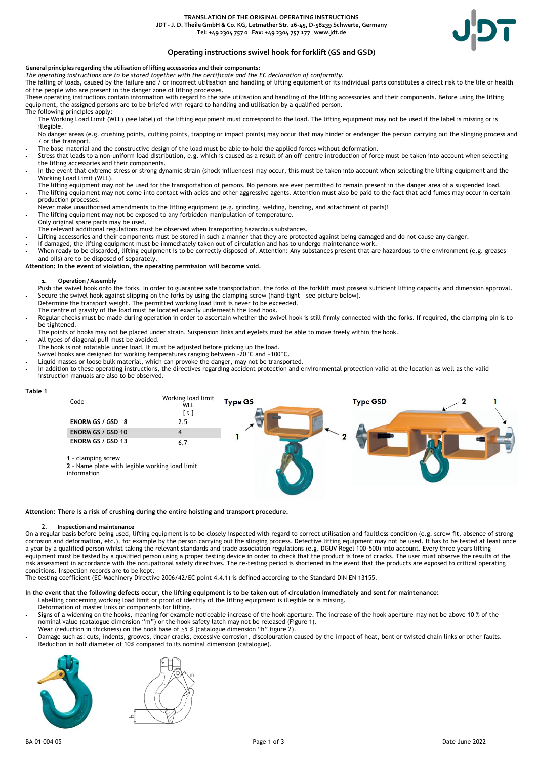TRANSLATION OF THE ORIGINAL OPERATING INSTRUCTIONS
JDT - J. D. Theile GmbH & Co. KG, Letmather Str. 26-45, D-58239 Schwerte, Germany
Tel: +49 2304 757 0 Fax: +49 2304 757 177 www.jdt.de

# Operating instructions swivel hook for forklift (GS and GSD)

**General principles regarding the utilisation of lifting accessories and their components:**
*The operating instructions are to be stored together with the certificate and the EC declaration of conformity.*
The falling of loads, caused by the failure and / or incorrect utilisation and handling of lifting equipment or its individual parts constitutes a direct risk to the life or health of the people who are present in the danger zone of lifting processes.
These operating instructions contain information with regard to the safe utilisation and handling of the lifting accessories and their components. Before using the lifting equipment, the assigned persons are to be briefed with regard to handling and utilisation by a qualified person.
The following principles apply:

- The Working Load Limit (WLL) (see label) of the lifting equipment must correspond to the load. The lifting equipment may not be used if the label is missing or is illegible.
- No danger areas (e.g. crushing points, cutting points, trapping or impact points) may occur that may hinder or endanger the person carrying out the slinging process and / or the transport.
- The base material and the constructive design of the load must be able to hold the applied forces without deformation.
- Stress that leads to a non-uniform load distribution, e.g. which is caused as a result of an off-centre introduction of force must be taken into account when selecting the lifting accessories and their components.
- In the event that extreme stress or strong dynamic strain (shock influences) may occur, this must be taken into account when selecting the lifting equipment and the Working Load Limit (WLL).
- The lifting equipment may not be used for the transportation of persons. No persons are ever permitted to remain present in the danger area of a suspended load.
- The lifting equipment may not come into contact with acids and other aggressive agents. Attention must also be paid to the fact that acid fumes may occur in certain production processes.
- Never make unauthorised amendments to the lifting equipment (e.g. grinding, welding, bending, and attachment of parts)!
- The lifting equipment may not be exposed to any forbidden manipulation of temperature.
- Only original spare parts may be used.
- The relevant additional regulations must be observed when transporting hazardous substances.
- Lifting accessories and their components must be stored in such a manner that they are protected against being damaged and do not cause any danger.
- If damaged, the lifting equipment must be immediately taken out of circulation and has to undergo maintenance work.
- When ready to be discarded, lifting equipment is to be correctly disposed of. Attention: Any substances present that are hazardous to the environment (e.g. greases and oils) are to be disposed of separately.

**Attention: In the event of violation, the operating permission will become void.**

## 1. Operation / Assembly

- Push the swivel hook onto the forks. In order to guarantee safe transportation, the forks of the forklift must possess sufficient lifting capacity and dimension approval.
- Secure the swivel hook against slipping on the forks by using the clamping screw (hand-tight – see picture below).
- Determine the transport weight. The permitted working load limit is never to be exceeded.
- The centre of gravity of the load must be located exactly underneath the load hook.
- Regular checks must be made during operation in order to ascertain whether the swivel hook is still firmly connected with the forks. If required, the clamping pin is to be tightened.
- The points of hooks may not be placed under strain. Suspension links and eyelets must be able to move freely within the hook.
- All types of diagonal pull must be avoided.
- The hook is not rotatable under load. It must be adjusted before picking up the load.
- Swivel hooks are designed for working temperatures ranging between -20°C and +100°C.
- Liquid masses or loose bulk material, which can provoke the danger, may not be transported.
- In addition to these operating instructions, the directives regarding accident protection and environmental protection valid at the location as well as the valid instruction manuals are also to be observed.

**Table 1**

| Code | Working load limit WLL [ t ] |
|---|---|
| **ENORM GS / GSD 8** | 2.5 |
| **ENORM GS / GSD 10** | 4 |
| **ENORM GS / GSD 13** | 6.7 |

**1** – clamping screw
**2** – Name plate with legible working load limit information

Type GS — Type GSD

**Attention: There is a risk of crushing during the entire hoisting and transport procedure.**

## 2. Inspection and maintenance

On a regular basis before being used, lifting equipment is to be closely inspected with regard to correct utilisation and faultless condition (e.g. screw fit, absence of strong corrosion and deformation, etc.), for example by the person carrying out the slinging process. Defective lifting equipment may not be used. It has to be tested at least once a year by a qualified person whilst taking the relevant standards and trade association regulations (e.g. DGUV Regel 100-500) into account. Every three years lifting equipment must be tested by a qualified person using a proper testing device in order to check that the product is free of cracks. The user must observe the results of the risk assessment in accordance with the occupational safety directives. The re-testing period is shortened in the event that the products are exposed to critical operating conditions. Inspection records are to be kept.
The testing coefficient (EC-Machinery Directive 2006/42/EC point 4.4.1) is defined according to the Standard DIN EN 13155.

**In the event that the following defects occur, the lifting equipment is to be taken out of circulation immediately and sent for maintenance:**

- Labelling concerning working load limit or proof of identity of the lifting equipment is illegible or is missing.
- Deformation of master links or components for lifting.
- Signs of a widening on the hooks, meaning for example noticeable increase of the hook aperture. The increase of the hook aperture may not be above 10 % of the nominal value (catalogue dimension "m") or the hook safety latch may not be released (Figure 1).
- Wear (reduction in thickness) on the hook base of ≥5 % (catalogue dimension "h" figure 2).
- Damage such as: cuts, indents, grooves, linear cracks, excessive corrosion, discolouration caused by the impact of heat, bent or twisted chain links or other faults.
- Reduction in bolt diameter of 10% compared to its nominal dimension (catalogue).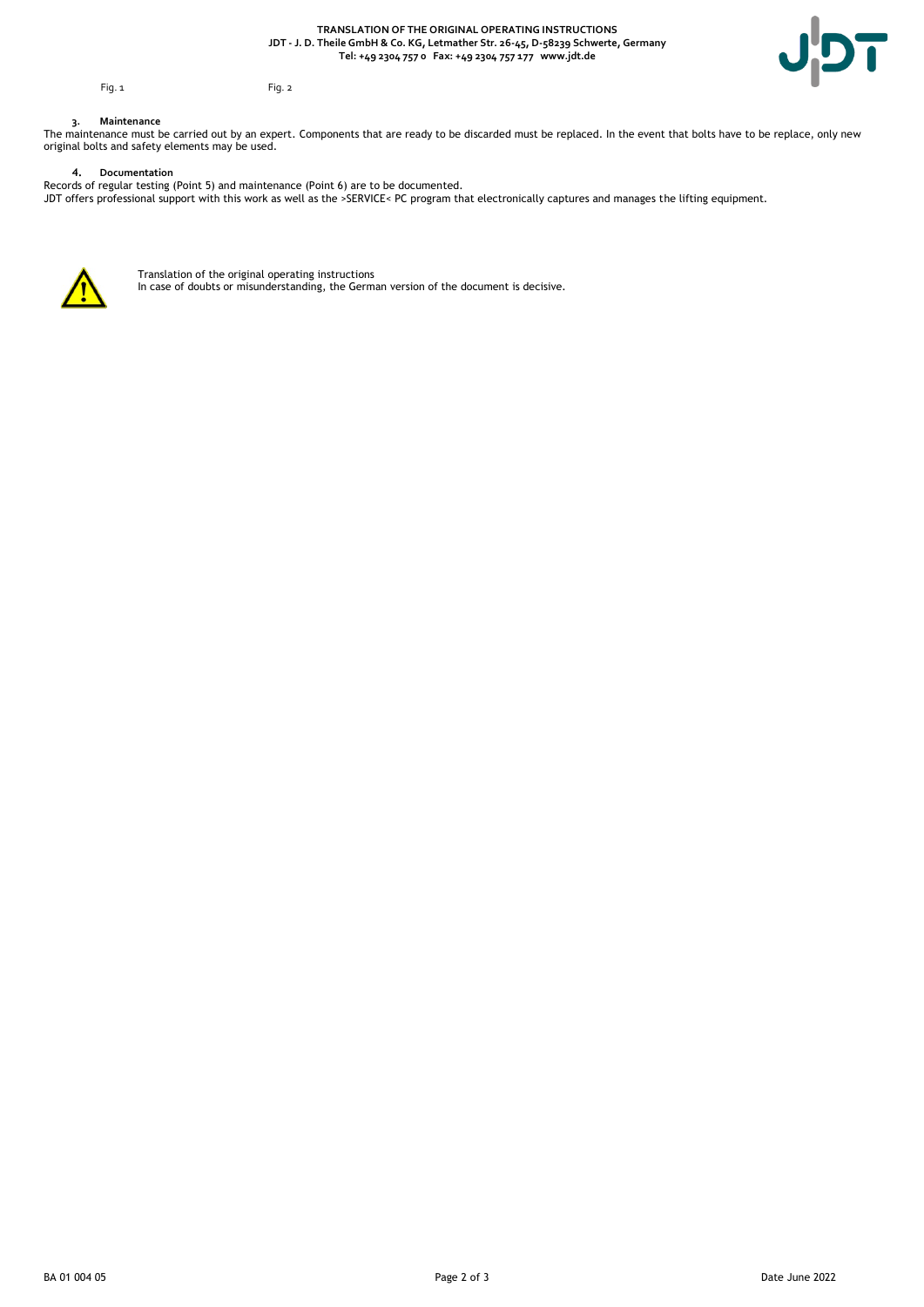Fig. 1 Fig. 2

### 3. Maintenance

The maintenance must be carried out by an expert. Components that are ready to be discarded must be replaced. In the event that bolts have to be replace, only new original bolts and safety elements may be used.

### 4. Documentation

Records of regular testing (Point 5) and maintenance (Point 6) are to be documented.
JDT offers professional support with this work as well as the >SERVICE< PC program that electronically captures and manages the lifting equipment.

Translation of the original operating instructions
In case of doubts or misunderstanding, the German version of the document is decisive.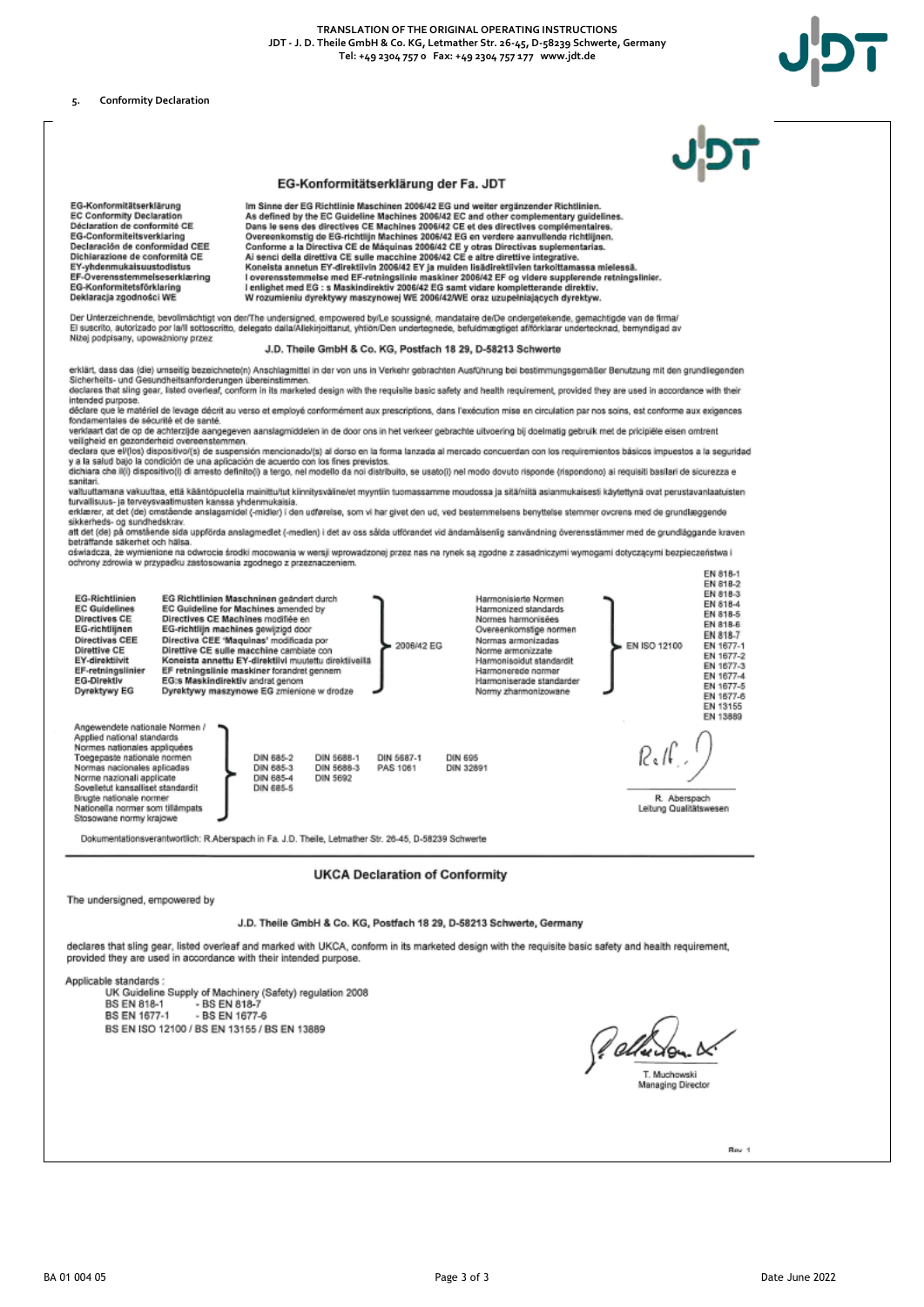## 5. Conformity Declaration

### EG-Konformitätserklärung der Fa. JDT

| | |
|---|---|
| EG-Konformitätserklärung | Im Sinne der EG Richtlinie Maschinen 2006/42 EG und weiter ergänzender Richtlinien. |
| EC Conformity Declaration | As defined by the EC Guideline Machines 2006/42 EC and other complementary guidelines. |
| Déclaration de conformité CE | Dans le sens des directives CE Machines 2006/42 CE et des directives complémentaires. |
| EG-Conformiteitsverklaring | Overeenkomstig de EG-richtlijn Machines 2006/42 EG en verdere aanvullende richtlijnen. |
| Declaración de conformidad CEE | Conforme a la Directiva CE de Máquinas 2006/42 CE y otras Directivas suplementarias. |
| Dichiarazione de conformità CE | Ai senci della direttiva CE sulle macchine 2006/42 CE e altre direttive integrative. |
| EY-yhdenmukaisuustodistus | Koneista annetun EY-direktiivin 2006/42 EY ja muiden lisädirektiivien tarkoittamassa mielessä. |
| EF-Overensstemmelseserklæring | I overensstemmelse med EF-retningslinie maskiner 2006/42 EF og videre supplerende retningslinier. |
| EG-Konformitetsförklaring | I enlighet med EG : s Maskindirektiv 2006/42 EG samt vidare kompletterande direktiv. |
| Deklaracja zgodności WE | W rozumieniu dyrektywy maszynowej WE 2006/42/WE oraz uzupełniających dyrektyw. |

Der Unterzeichnende, bevollmächtigt von der/The undersigned, empowered by/Le soussigné, mandataire de/De ondergetekende, gemachtigde van de firma/ El suscrito, autorizado por la/Il sottoscritto, delegato dalla/Allekirjoittanut, yhtiön/Den undertegnede, befuldmægtiget af/förklarar undertecknad, bemyndigad av Niżej podpisany, upoważniony przez

**J.D. Theile GmbH & Co. KG, Postfach 18 29, D-58213 Schwerte**

erklärt, dass das (die) umseitig bezeichnete(n) Anschlagmittel in der von uns in Verkehr gebrachten Ausführung bei bestimmungsgemäßer Benutzung mit den grundlegenden Sicherheits- und Gesundheitsanforderungen übereinstimmen.
declares that sling gear, listed overleaf, conform in its marketed design with the requisite basic safety and health requirement, provided they are used in accordance with their intended purpose.
déclare que le matériel de levage décrit au verso et employé conformément aux prescriptions, dans l'exécution mise en circulation par nos soins, est conforme aux exigences fondamentales de sécurité et de santé.
verklaart dat de op de achterzijde aangegeven aanslagmiddelen in de door ons in het verkeer gebrachte uitvoering bij doelmatig gebruik met de pricipiële eisen omtrent veiligheid en gezondheid overeenstemmen.
declara que el/(los) dispositivo/(s) de suspensión mencionado/(s) al dorso en la forma lanzada al mercado concuerdan con los requerimientos básicos impuestos a la seguridad y a la salud bajo la condición de una aplicación de acuerdo con los fines previstos.
dichiara che il(i) dispositivo(i) di arresto definito(i) a tergo, nel modello da noi distribuito, se usato(i) nel modo dovuto risponde (rispondono) ai requisiti basilari de sicurezza e sanitari.
valtuuttamana vakuuttaa, että kääntöpuolella mainittu/tut kiinnitysväline/et myyntiin tuomassamme moudossa ja sitä/niitä asianmukaisesti käytettynä ovat perustavanlaatuisten turvallisuus- ja terveysvaatimusten kanssa yhdenmukaisia.
erklærer, at det (de) omstående anslagsmidel (-midler) i den udførelse, som vi har givet den ud, ved bestemmelsens benyttelse stemmer overens med de grundlæggende sikkerheds- og sundhedskrav.
att det (de) på omstående sida uppförda anslagmedlet (-medlen) i det av oss sålda utförandet vid ändamålsenlig sanvändning överensstämmer med de grundläggande kraven beträffande säkerhet och hälsa.
oświadcza, że wymienione na odwrocie środki mocowania w wersji wprowadzonej przez nas na rynek są zgodne z zasadniczymi wymogami dotyczącymi bezpieczeństwa i ochrony zdrowia w przypadku zastosowania zgodnego z przeznaczeniem.

| | | | | | |
|---|---|---|---|---|---|
| EG-Richtlinien | EG Richtlinien Maschninen geändert durch | 2006/42 EG | Harmonisierte Normen | EN ISO 12100 | EN 818-1 |
| EC Guidelines | EC Guideline for Machines amended by | | Harmonized standards | | EN 818-2 |
| Directives CE | Directives CE Machines modifiée en | | Normes harmonisées | | EN 818-3 |
| EG-richtlijnen | EG-richtlijn machines gewijzigd door | | Overeenkomstige normen | | EN 818-4 |
| Directivas CEE | Directiva CEE 'Maquinas' modificada por | | Normas armonizadas | | EN 818-5 |
| Direttive CE | Direttive CE sulle macchine cambiate con | | Norme armonizzate | | EN 818-6 |
| EY-direktiivit | Koneista annettu EY-direktiivi muutettu direktiiveillä | | Harmonisoidut standardit | | EN 818-7 |
| EF-retningslinier | EF retningslinie maskiner forandret gennem | | Harmonerede normer | | EN 1677-1 |
| EG-Direktiv | EG:s Maskindirektiv ändrat genom | | Harmoniserade standarder | | EN 1677-2 |
| Dyrektywy EG | Dyrektywy maszynowe EG zmienione w drodze | | Normy zharmonizowane | | EN 1677-3 |
| | | | | | EN 1677-4 |
| | | | | | EN 1677-5 |
| | | | | | EN 1677-6 |
| | | | | | EN 13155 |
| | | | | | EN 13889 |

| | | | | |
|---|---|---|---|---|
| Angewendete nationale Normen / Applied national standards / Normes nationales appliquées / Toegepaste nationale normen / Normas nacionales aplicadas / Norme nazionali applicate / Sovelletut kansalliset standardit / Brugte nationale normer / Nationella normer som tillämpats / Stosowane normy krajowe | DIN 685-2 | DIN 5688-1 | DIN 5687-1 | DIN 695 |
| | DIN 685-3 | DIN 5688-3 | PAS 1061 | DIN 32891 |
| | DIN 685-4 | DIN 5692 | | |
| | DIN 685-5 | | | |

R. Aberspach
Leitung Qualitätswesen

Dokumentationsverantwortlich: R.Aberspach in Fa. J.D. Theile, Letmather Str. 26-45, D-58239 Schwerte

### UKCA Declaration of Conformity

The undersigned, empowered by

**J.D. Theile GmbH & Co. KG, Postfach 18 29, D-58213 Schwerte, Germany**

declares that sling gear, listed overleaf and marked with UKCA, conform in its marketed design with the requisite basic safety and health requirement, provided they are used in accordance with their intended purpose.

Applicable standards :
UK Guideline Supply of Machinery (Safety) regulation 2008
BS EN 818-1 - BS EN 818-7
BS EN 1677-1 - BS EN 1677-6
BS EN ISO 12100 / BS EN 13155 / BS EN 13889

T. Muchowski
Managing Director

Rev. 1